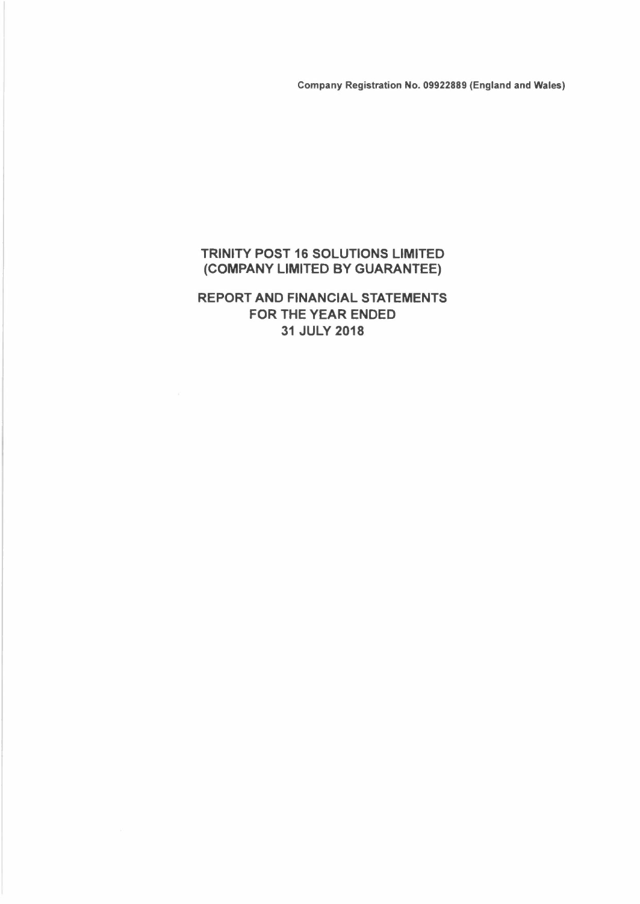Company Registration No. 09922889 (England and Wales)

# TRINITY POST 16 SOLUTIONS LIMITED (COMPANY LIMITED BY GUARANTEE)

## REPORT AND FINANCIAL STATEMENTS FOR THE YEAR ENDED 31 JULY 2018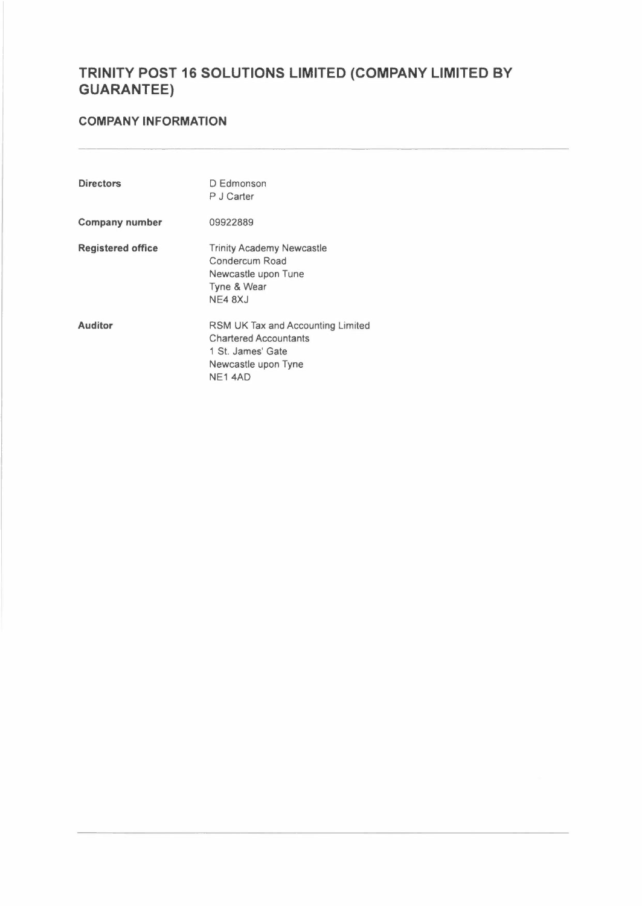# TRINITY POST 16 SOLUTIONS LIMITED (COMPANY LIMITED BY GUARANTEE)

## COMPANY INFORMATION

| | |
|---|---|
| **Directors** | D Edmonson<br>P J Carter |
| **Company number** | 09922889 |
| **Registered office** | Trinity Academy Newcastle<br>Condercum Road<br>Newcastle upon Tune<br>Tyne & Wear<br>NE4 8XJ |
| **Auditor** | RSM UK Tax and Accounting Limited<br>Chartered Accountants<br>1 St. James' Gate<br>Newcastle upon Tyne<br>NE1 4AD |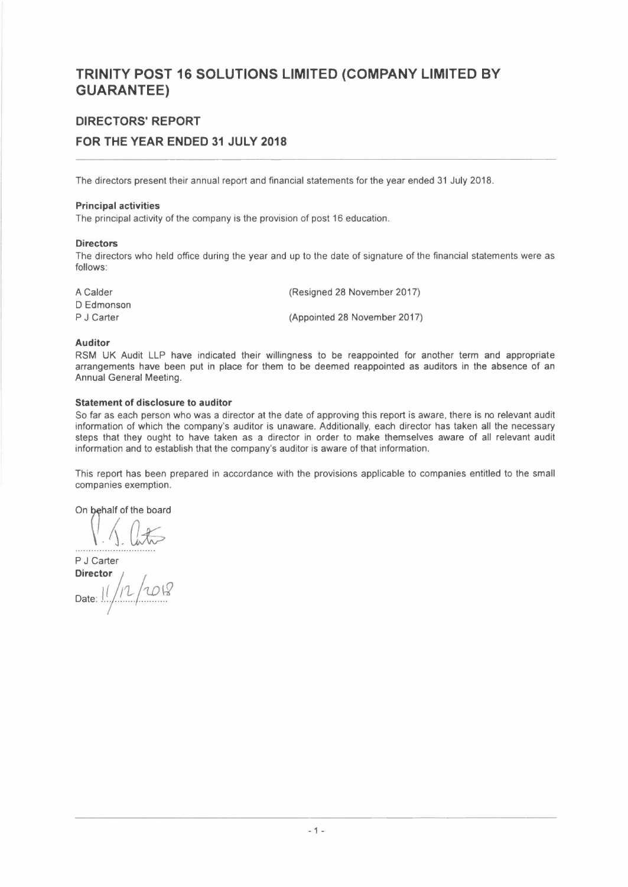# TRINITY POST 16 SOLUTIONS LIMITED (COMPANY LIMITED BY GUARANTEE)

## DIRECTORS' REPORT

## FOR THE YEAR ENDED 31 JULY 2018

The directors present their annual report and financial statements for the year ended 31 July 2018.

**Principal activities**

The principal activity of the company is the provision of post 16 education.

**Directors**

The directors who held office during the year and up to the date of signature of the financial statements were as follows:

| | |
|---|---|
| A Calder | (Resigned 28 November 2017) |
| D Edmonson | |
| P J Carter | (Appointed 28 November 2017) |

**Auditor**

RSM UK Audit LLP have indicated their willingness to be reappointed for another term and appropriate arrangements have been put in place for them to be deemed reappointed as auditors in the absence of an Annual General Meeting.

**Statement of disclosure to auditor**

So far as each person who was a director at the date of approving this report is aware, there is no relevant audit information of which the company's auditor is unaware. Additionally, each director has taken all the necessary steps that they ought to have taken as a director in order to make themselves aware of all relevant audit information and to establish that the company's auditor is aware of that information.

This report has been prepared in accordance with the provisions applicable to companies entitled to the small companies exemption.

On behalf of the board

..............................

P J Carter

**Director**

Date: 11/12/2018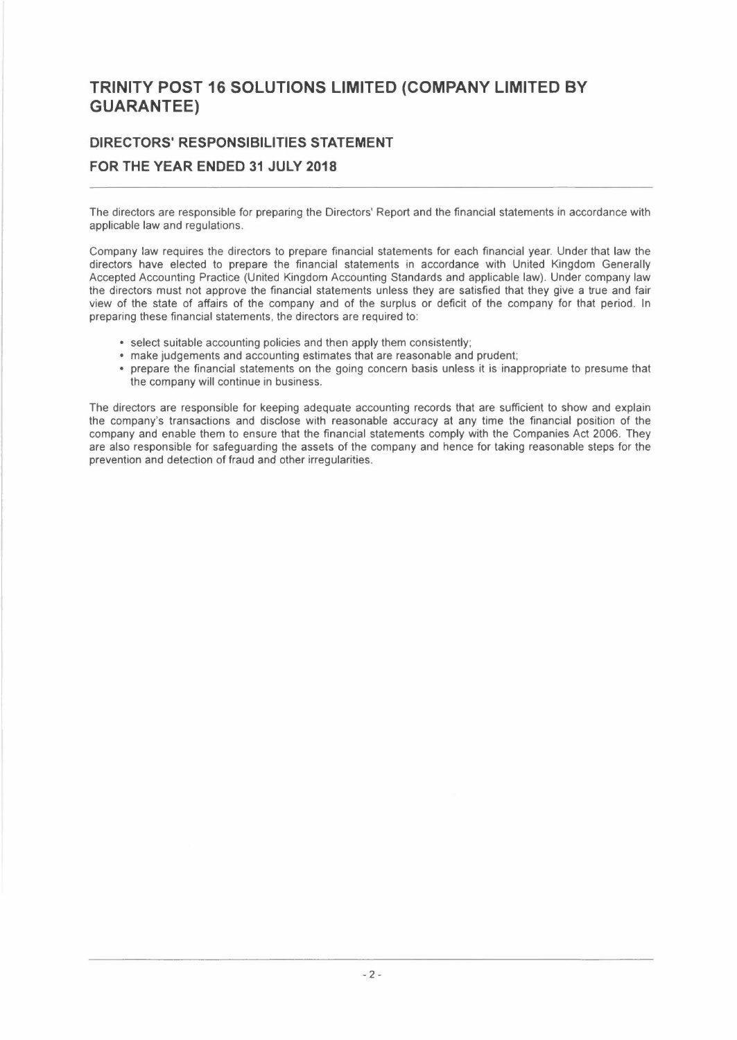# TRINITY POST 16 SOLUTIONS LIMITED (COMPANY LIMITED BY GUARANTEE)

## DIRECTORS' RESPONSIBILITIES STATEMENT

## FOR THE YEAR ENDED 31 JULY 2018

The directors are responsible for preparing the Directors' Report and the financial statements in accordance with applicable law and regulations.

Company law requires the directors to prepare financial statements for each financial year. Under that law the directors have elected to prepare the financial statements in accordance with United Kingdom Generally Accepted Accounting Practice (United Kingdom Accounting Standards and applicable law). Under company law the directors must not approve the financial statements unless they are satisfied that they give a true and fair view of the state of affairs of the company and of the surplus or deficit of the company for that period. In preparing these financial statements, the directors are required to:

- select suitable accounting policies and then apply them consistently;
- make judgements and accounting estimates that are reasonable and prudent;
- prepare the financial statements on the going concern basis unless it is inappropriate to presume that the company will continue in business.

The directors are responsible for keeping adequate accounting records that are sufficient to show and explain the company's transactions and disclose with reasonable accuracy at any time the financial position of the company and enable them to ensure that the financial statements comply with the Companies Act 2006. They are also responsible for safeguarding the assets of the company and hence for taking reasonable steps for the prevention and detection of fraud and other irregularities.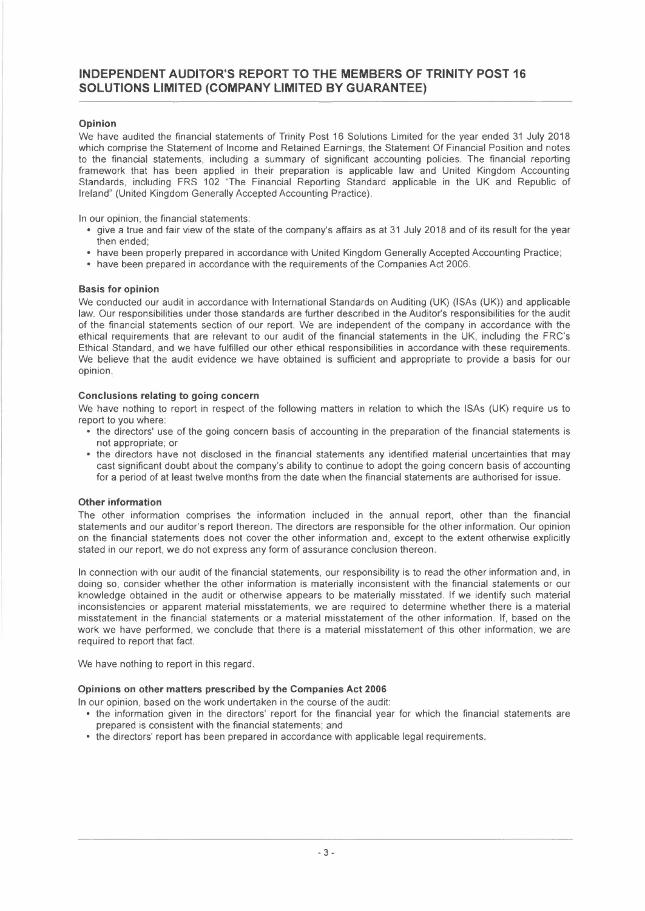# INDEPENDENT AUDITOR'S REPORT TO THE MEMBERS OF TRINITY POST 16 SOLUTIONS LIMITED (COMPANY LIMITED BY GUARANTEE)

### Opinion

We have audited the financial statements of Trinity Post 16 Solutions Limited for the year ended 31 July 2018 which comprise the Statement of Income and Retained Earnings, the Statement Of Financial Position and notes to the financial statements, including a summary of significant accounting policies. The financial reporting framework that has been applied in their preparation is applicable law and United Kingdom Accounting Standards, including FRS 102 "The Financial Reporting Standard applicable in the UK and Republic of Ireland" (United Kingdom Generally Accepted Accounting Practice).

In our opinion, the financial statements:

- give a true and fair view of the state of the company's affairs as at 31 July 2018 and of its result for the year then ended;
- have been properly prepared in accordance with United Kingdom Generally Accepted Accounting Practice;
- have been prepared in accordance with the requirements of the Companies Act 2006.

### Basis for opinion

We conducted our audit in accordance with International Standards on Auditing (UK) (ISAs (UK)) and applicable law. Our responsibilities under those standards are further described in the Auditor's responsibilities for the audit of the financial statements section of our report. We are independent of the company in accordance with the ethical requirements that are relevant to our audit of the financial statements in the UK, including the FRC's Ethical Standard, and we have fulfilled our other ethical responsibilities in accordance with these requirements. We believe that the audit evidence we have obtained is sufficient and appropriate to provide a basis for our opinion.

### Conclusions relating to going concern

We have nothing to report in respect of the following matters in relation to which the ISAs (UK) require us to report to you where:

- the directors' use of the going concern basis of accounting in the preparation of the financial statements is not appropriate; or
- the directors have not disclosed in the financial statements any identified material uncertainties that may cast significant doubt about the company's ability to continue to adopt the going concern basis of accounting for a period of at least twelve months from the date when the financial statements are authorised for issue.

### Other information

The other information comprises the information included in the annual report, other than the financial statements and our auditor's report thereon. The directors are responsible for the other information. Our opinion on the financial statements does not cover the other information and, except to the extent otherwise explicitly stated in our report, we do not express any form of assurance conclusion thereon.

In connection with our audit of the financial statements, our responsibility is to read the other information and, in doing so, consider whether the other information is materially inconsistent with the financial statements or our knowledge obtained in the audit or otherwise appears to be materially misstated. If we identify such material inconsistencies or apparent material misstatements, we are required to determine whether there is a material misstatement in the financial statements or a material misstatement of the other information. If, based on the work we have performed, we conclude that there is a material misstatement of this other information, we are required to report that fact.

We have nothing to report in this regard.

### Opinions on other matters prescribed by the Companies Act 2006

In our opinion, based on the work undertaken in the course of the audit:

- the information given in the directors' report for the financial year for which the financial statements are prepared is consistent with the financial statements; and
- the directors' report has been prepared in accordance with applicable legal requirements.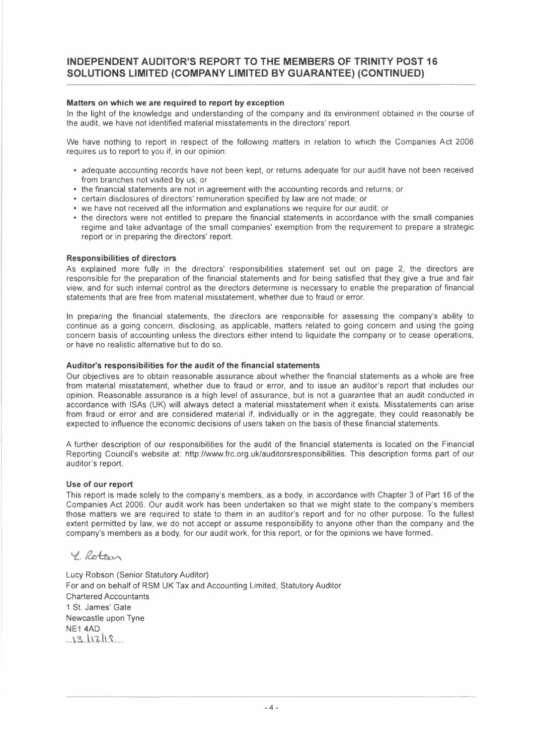# INDEPENDENT AUDITOR'S REPORT TO THE MEMBERS OF TRINITY POST 16 SOLUTIONS LIMITED (COMPANY LIMITED BY GUARANTEE) (CONTINUED)

**Matters on which we are required to report by exception**

In the light of the knowledge and understanding of the company and its environment obtained in the course of the audit, we have not identified material misstatements in the directors' report.

We have nothing to report in respect of the following matters in relation to which the Companies Act 2006 requires us to report to you if, in our opinion:

- adequate accounting records have not been kept, or returns adequate for our audit have not been received from branches not visited by us; or
- the financial statements are not in agreement with the accounting records and returns; or
- certain disclosures of directors' remuneration specified by law are not made; or
- we have not received all the information and explanations we require for our audit; or
- the directors were not entitled to prepare the financial statements in accordance with the small companies regime and take advantage of the small companies' exemption from the requirement to prepare a strategic report or in preparing the directors' report.

**Responsibilities of directors**

As explained more fully in the directors' responsibilities statement set out on page 2, the directors are responsible for the preparation of the financial statements and for being satisfied that they give a true and fair view, and for such internal control as the directors determine is necessary to enable the preparation of financial statements that are free from material misstatement, whether due to fraud or error.

In preparing the financial statements, the directors are responsible for assessing the company's ability to continue as a going concern, disclosing, as applicable, matters related to going concern and using the going concern basis of accounting unless the directors either intend to liquidate the company or to cease operations, or have no realistic alternative but to do so.

**Auditor's responsibilities for the audit of the financial statements**

Our objectives are to obtain reasonable assurance about whether the financial statements as a whole are free from material misstatement, whether due to fraud or error, and to issue an auditor's report that includes our opinion. Reasonable assurance is a high level of assurance, but is not a guarantee that an audit conducted in accordance with ISAs (UK) will always detect a material misstatement when it exists. Misstatements can arise from fraud or error and are considered material if, individually or in the aggregate, they could reasonably be expected to influence the economic decisions of users taken on the basis of these financial statements.

A further description of our responsibilities for the audit of the financial statements is located on the Financial Reporting Council's website at: http://www.frc.org.uk/auditorsresponsibilities. This description forms part of our auditor's report.

**Use of our report**

This report is made solely to the company's members, as a body, in accordance with Chapter 3 of Part 16 of the Companies Act 2006. Our audit work has been undertaken so that we might state to the company's members those matters we are required to state to them in an auditor's report and for no other purpose. To the fullest extent permitted by law, we do not accept or assume responsibility to anyone other than the company and the company's members as a body, for our audit work, for this report, or for the opinions we have formed.

L. Robson

Lucy Robson (Senior Statutory Auditor)
For and on behalf of RSM UK Tax and Accounting Limited, Statutory Auditor
Chartered Accountants
1 St. James' Gate
Newcastle upon Tyne
NE1 4AD
13.12.18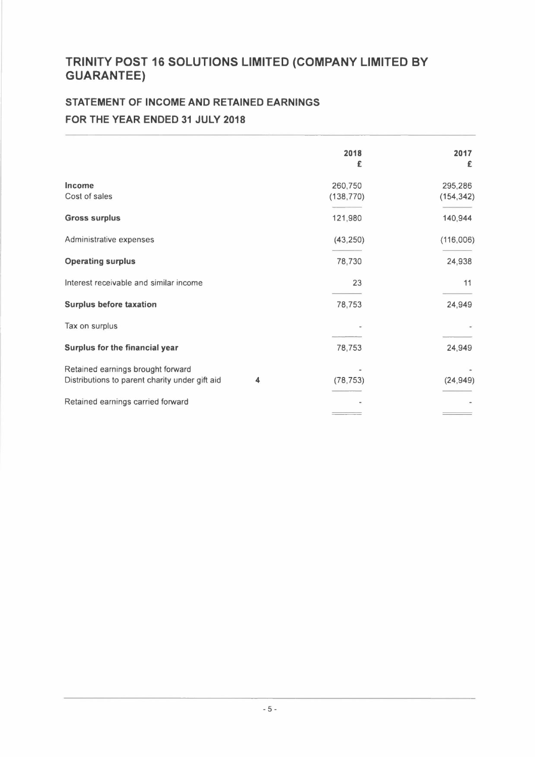# TRINITY POST 16 SOLUTIONS LIMITED (COMPANY LIMITED BY GUARANTEE)

## STATEMENT OF INCOME AND RETAINED EARNINGS

## FOR THE YEAR ENDED 31 JULY 2018

| | Note | 2018<br>£ | 2017<br>£ |
|---|---|---|---|
| **Income** | | 260,750 | 295,286 |
| Cost of sales | | (138,770) | (154,342) |
| **Gross surplus** | | 121,980 | 140,944 |
| Administrative expenses | | (43,250) | (116,006) |
| **Operating surplus** | | 78,730 | 24,938 |
| Interest receivable and similar income | | 23 | 11 |
| **Surplus before taxation** | | 78,753 | 24,949 |
| Tax on surplus | | - | - |
| **Surplus for the financial year** | | 78,753 | 24,949 |
| Retained earnings brought forward | | - | - |
| Distributions to parent charity under gift aid | 4 | (78,753) | (24,949) |
| Retained earnings carried forward | | - | - |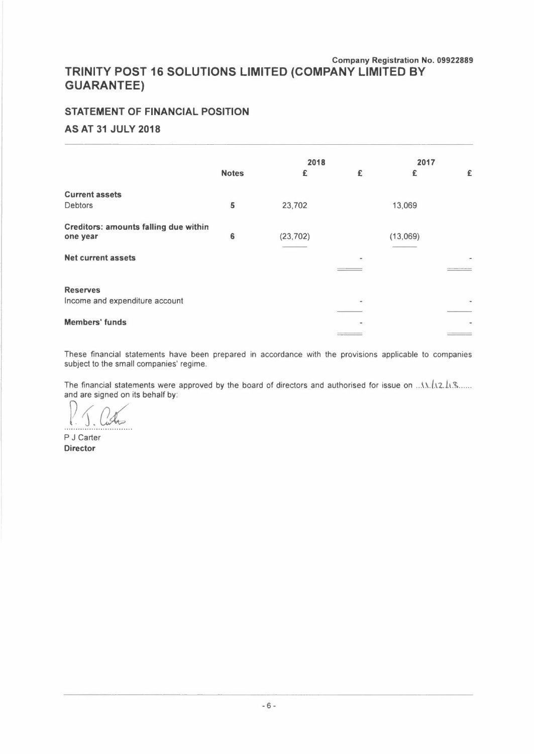Company Registration No. 09922889

# TRINITY POST 16 SOLUTIONS LIMITED (COMPANY LIMITED BY GUARANTEE)

## STATEMENT OF FINANCIAL POSITION

## AS AT 31 JULY 2018

| | Notes | 2018 £ | 2018 £ | 2017 £ | 2017 £ |
|---|---|---|---|---|---|
| **Current assets** | | | | | |
| Debtors | 5 | 23,702 | | 13,069 | |
| **Creditors: amounts falling due within one year** | 6 | (23,702) | | (13,069) | |
| **Net current assets** | | | - | | - |
| **Reserves** | | | | | |
| Income and expenditure account | | | - | | - |
| **Members' funds** | | | - | | - |

These financial statements have been prepared in accordance with the provisions applicable to companies subject to the small companies' regime.

The financial statements were approved by the board of directors and authorised for issue on 11/12/18 and are signed on its behalf by:

P J Carter
**Director**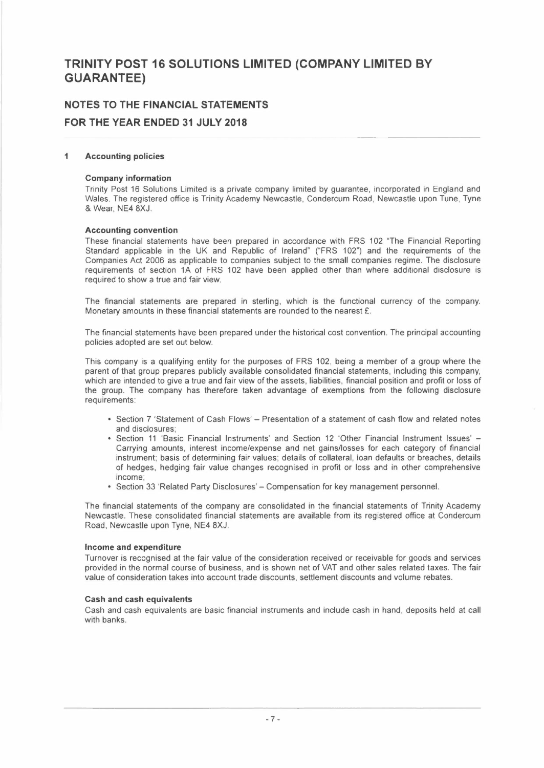# TRINITY POST 16 SOLUTIONS LIMITED (COMPANY LIMITED BY GUARANTEE)

## NOTES TO THE FINANCIAL STATEMENTS

## FOR THE YEAR ENDED 31 JULY 2018

### 1 Accounting policies

**Company information**

Trinity Post 16 Solutions Limited is a private company limited by guarantee, incorporated in England and Wales. The registered office is Trinity Academy Newcastle, Condercum Road, Newcastle upon Tune, Tyne & Wear, NE4 8XJ.

**Accounting convention**

These financial statements have been prepared in accordance with FRS 102 "The Financial Reporting Standard applicable in the UK and Republic of Ireland" ("FRS 102") and the requirements of the Companies Act 2006 as applicable to companies subject to the small companies regime. The disclosure requirements of section 1A of FRS 102 have been applied other than where additional disclosure is required to show a true and fair view.

The financial statements are prepared in sterling, which is the functional currency of the company. Monetary amounts in these financial statements are rounded to the nearest £.

The financial statements have been prepared under the historical cost convention. The principal accounting policies adopted are set out below.

This company is a qualifying entity for the purposes of FRS 102, being a member of a group where the parent of that group prepares publicly available consolidated financial statements, including this company, which are intended to give a true and fair view of the assets, liabilities, financial position and profit or loss of the group. The company has therefore taken advantage of exemptions from the following disclosure requirements:

- Section 7 'Statement of Cash Flows' – Presentation of a statement of cash flow and related notes and disclosures;
- Section 11 'Basic Financial Instruments' and Section 12 'Other Financial Instrument Issues' – Carrying amounts, interest income/expense and net gains/losses for each category of financial instrument; basis of determining fair values; details of collateral, loan defaults or breaches, details of hedges, hedging fair value changes recognised in profit or loss and in other comprehensive income;
- Section 33 'Related Party Disclosures' – Compensation for key management personnel.

The financial statements of the company are consolidated in the financial statements of Trinity Academy Newcastle. These consolidated financial statements are available from its registered office at Condercum Road, Newcastle upon Tyne, NE4 8XJ.

**Income and expenditure**

Turnover is recognised at the fair value of the consideration received or receivable for goods and services provided in the normal course of business, and is shown net of VAT and other sales related taxes. The fair value of consideration takes into account trade discounts, settlement discounts and volume rebates.

**Cash and cash equivalents**

Cash and cash equivalents are basic financial instruments and include cash in hand, deposits held at call with banks.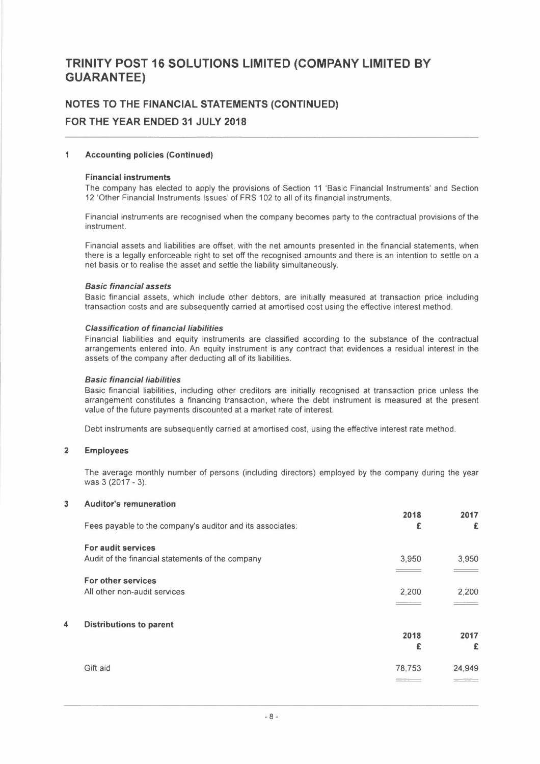# TRINITY POST 16 SOLUTIONS LIMITED (COMPANY LIMITED BY GUARANTEE)

## NOTES TO THE FINANCIAL STATEMENTS (CONTINUED)

## FOR THE YEAR ENDED 31 JULY 2018

### 1 Accounting policies (Continued)

**Financial instruments**

The company has elected to apply the provisions of Section 11 'Basic Financial Instruments' and Section 12 'Other Financial Instruments Issues' of FRS 102 to all of its financial instruments.

Financial instruments are recognised when the company becomes party to the contractual provisions of the instrument.

Financial assets and liabilities are offset, with the net amounts presented in the financial statements, when there is a legally enforceable right to set off the recognised amounts and there is an intention to settle on a net basis or to realise the asset and settle the liability simultaneously.

***Basic financial assets***

Basic financial assets, which include other debtors, are initially measured at transaction price including transaction costs and are subsequently carried at amortised cost using the effective interest method.

***Classification of financial liabilities***

Financial liabilities and equity instruments are classified according to the substance of the contractual arrangements entered into. An equity instrument is any contract that evidences a residual interest in the assets of the company after deducting all of its liabilities.

***Basic financial liabilities***

Basic financial liabilities, including other creditors are initially recognised at transaction price unless the arrangement constitutes a financing transaction, where the debt instrument is measured at the present value of the future payments discounted at a market rate of interest.

Debt instruments are subsequently carried at amortised cost, using the effective interest rate method.

### 2 Employees

The average monthly number of persons (including directors) employed by the company during the year was 3 (2017 - 3).

### 3 Auditor's remuneration

| Fees payable to the company's auditor and its associates: | 2018 £ | 2017 £ |
|---|---|---|
| **For audit services** | | |
| Audit of the financial statements of the company | 3,950 | 3,950 |
| **For other services** | | |
| All other non-audit services | 2,200 | 2,200 |

### 4 Distributions to parent

| | 2018 £ | 2017 £ |
|---|---|---|
| Gift aid | 78,753 | 24,949 |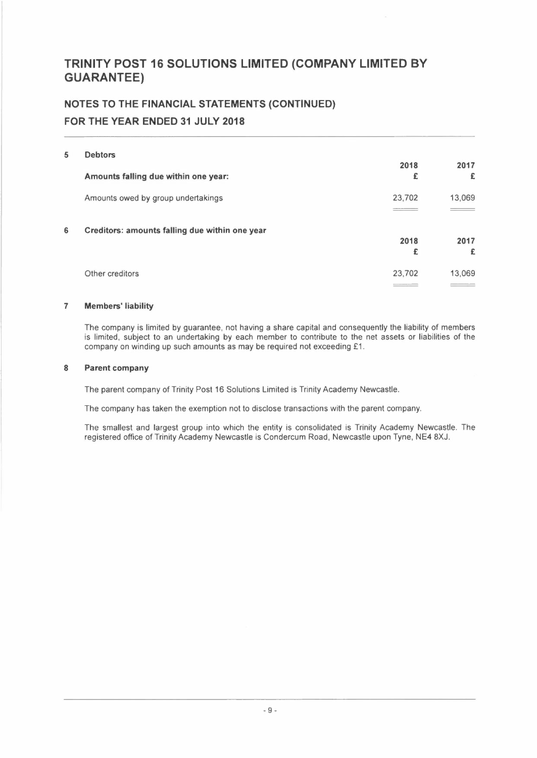# TRINITY POST 16 SOLUTIONS LIMITED (COMPANY LIMITED BY GUARANTEE)

## NOTES TO THE FINANCIAL STATEMENTS (CONTINUED)

## FOR THE YEAR ENDED 31 JULY 2018

### 5 Debtors

| | 2018 | 2017 |
|---|---|---|
| **Amounts falling due within one year:** | **£** | **£** |
| Amounts owed by group undertakings | 23,702 | 13,069 |

### 6 Creditors: amounts falling due within one year

| | 2018 | 2017 |
|---|---|---|
| | **£** | **£** |
| Other creditors | 23,702 | 13,069 |

### 7 Members' liability

The company is limited by guarantee, not having a share capital and consequently the liability of members is limited, subject to an undertaking by each member to contribute to the net assets or liabilities of the company on winding up such amounts as may be required not exceeding £1.

### 8 Parent company

The parent company of Trinity Post 16 Solutions Limited is Trinity Academy Newcastle.

The company has taken the exemption not to disclose transactions with the parent company.

The smallest and largest group into which the entity is consolidated is Trinity Academy Newcastle. The registered office of Trinity Academy Newcastle is Condercum Road, Newcastle upon Tyne, NE4 8XJ.